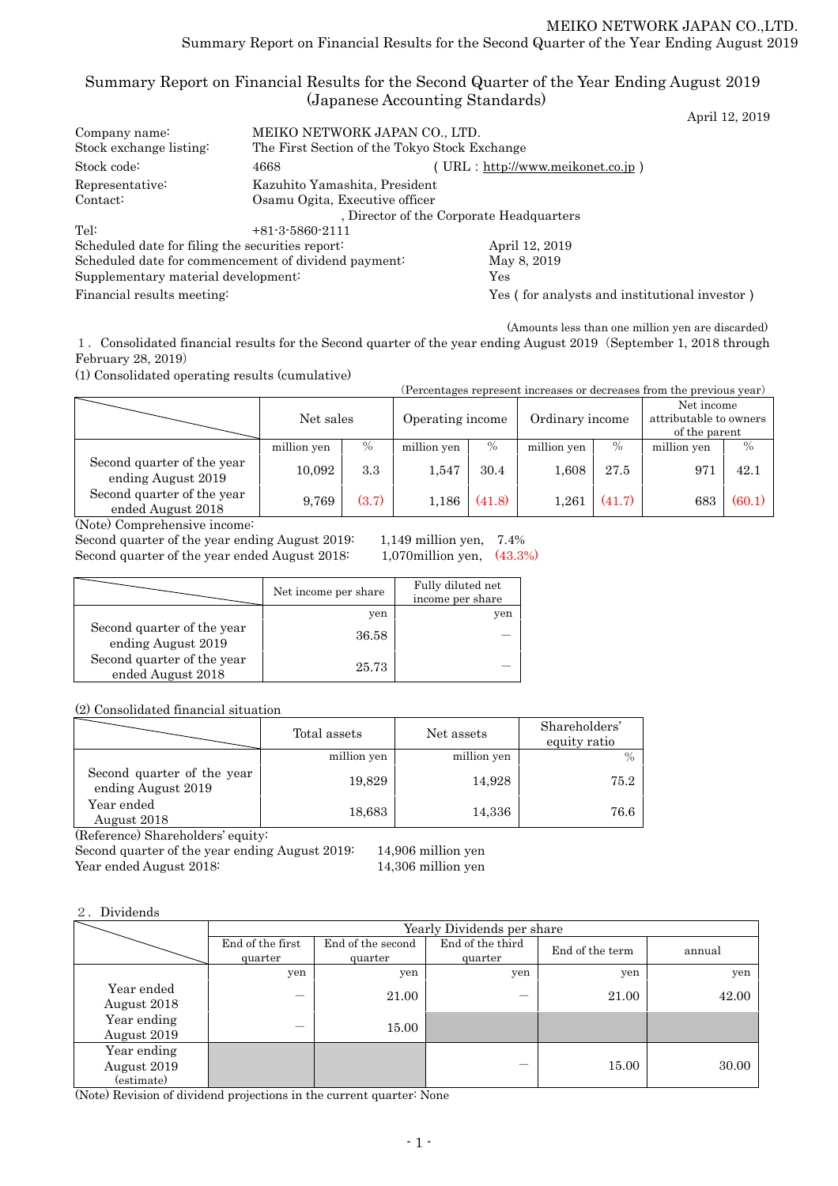# Summary Report on Financial Results for the Second Quarter of the Year Ending August 2019 (Japanese Accounting Standards)

April 12, 2019

| | |
|---|---|
| Company name: | MEIKO NETWORK JAPAN CO., LTD. |
| Stock exchange listing: | The First Section of the Tokyo Stock Exchange |
| Stock code: | 4668 ( URL : http://www.meikonet.co.jp ) |
| Representative: | Kazuhito Yamashita, President |
| Contact: | Osamu Ogita, Executive officer, Director of the Corporate Headquarters |
| Tel: | +81-3-5860-2111 |

Scheduled date for filing the securities report: April 12, 2019
Scheduled date for commencement of dividend payment: May 8, 2019
Supplementary material development: Yes
Financial results meeting: Yes ( for analysts and institutional investor )

(Amounts less than one million yen are discarded)

1．Consolidated financial results for the Second quarter of the year ending August 2019（September 1, 2018 through February 28, 2019）

(1) Consolidated operating results (cumulative)

(Percentages represent increases or decreases from the previous year)

| | Net sales | | Operating income | | Ordinary income | | Net income attributable to owners of the parent | |
|---|---|---|---|---|---|---|---|---|
| | million yen | % | million yen | % | million yen | % | million yen | % |
| Second quarter of the year ending August 2019 | 10,092 | 3.3 | 1,547 | 30.4 | 1,608 | 27.5 | 971 | 42.1 |
| Second quarter of the year ended August 2018 | 9,769 | (3.7) | 1,186 | (41.8) | 1,261 | (41.7) | 683 | (60.1) |

(Note) Comprehensive income:
Second quarter of the year ending August 2019: 1,149 million yen, 7.4%
Second quarter of the year ended August 2018: 1,070million yen, (43.3%)

| | Net income per share | Fully diluted net income per share |
|---|---|---|
| | yen | yen |
| Second quarter of the year ending August 2019 | 36.58 | ― |
| Second quarter of the year ended August 2018 | 25.73 | ― |

(2) Consolidated financial situation

| | Total assets | Net assets | Shareholders' equity ratio |
|---|---|---|---|
| | million yen | million yen | % |
| Second quarter of the year ending August 2019 | 19,829 | 14,928 | 75.2 |
| Year ended August 2018 | 18,683 | 14,336 | 76.6 |

(Reference) Shareholders' equity:
Second quarter of the year ending August 2019: 14,906 million yen
Year ended August 2018: 14,306 million yen

2．Dividends

| | Yearly Dividends per share | | | | |
|---|---|---|---|---|---|
| | End of the first quarter | End of the second quarter | End of the third quarter | End of the term | annual |
| | yen | yen | yen | yen | yen |
| Year ended August 2018 | ― | 21.00 | ― | 21.00 | 42.00 |
| Year ending August 2019 | ― | 15.00 | | | |
| Year ending August 2019 (estimate) | | | ― | 15.00 | 30.00 |

(Note) Revision of dividend projections in the current quarter: None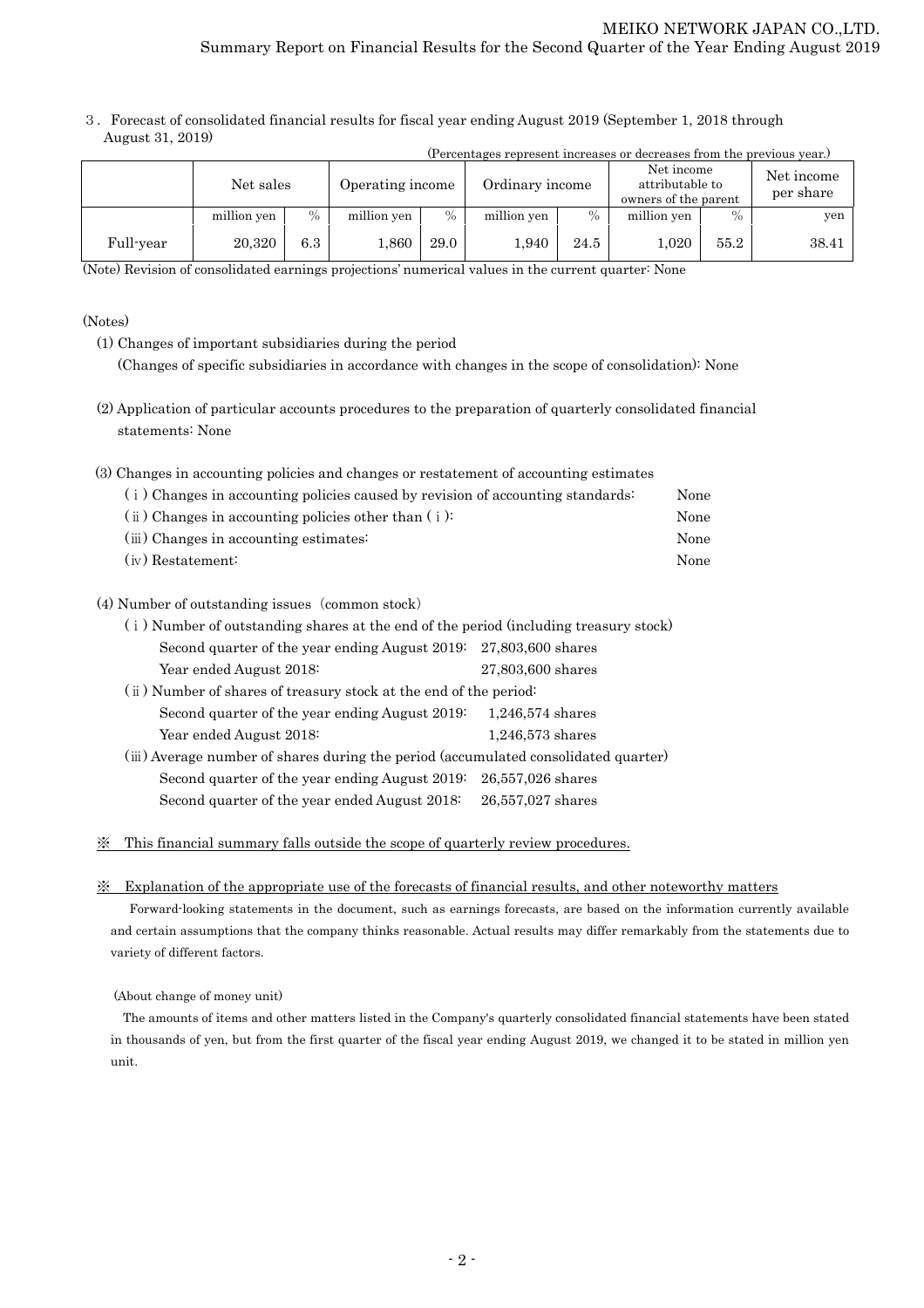3．Forecast of consolidated financial results for fiscal year ending August 2019 (September 1, 2018 through August 31, 2019)

(Percentages represent increases or decreases from the previous year.)

| | Net sales | | Operating income | | Ordinary income | | Net income attributable to owners of the parent | | Net income per share |
|---|---|---|---|---|---|---|---|---|---|
| | million yen | % | million yen | % | million yen | % | million yen | % | yen |
| Full-year | 20,320 | 6.3 | 1,860 | 29.0 | 1,940 | 24.5 | 1,020 | 55.2 | 38.41 |

(Note) Revision of consolidated earnings projections' numerical values in the current quarter: None

(Notes)

(1) Changes of important subsidiaries during the period
(Changes of specific subsidiaries in accordance with changes in the scope of consolidation): None

(2) Application of particular accounts procedures to the preparation of quarterly consolidated financial statements: None

(3) Changes in accounting policies and changes or restatement of accounting estimates

( i ) Changes in accounting policies caused by revision of accounting standards: None
( ii ) Changes in accounting policies other than ( i ): None
(iii) Changes in accounting estimates: None
(iv) Restatement: None

(4) Number of outstanding issues（common stock）

( i ) Number of outstanding shares at the end of the period (including treasury stock)
Second quarter of the year ending August 2019: 27,803,600 shares
Year ended August 2018: 27,803,600 shares

( ii ) Number of shares of treasury stock at the end of the period:
Second quarter of the year ending August 2019: 1,246,574 shares
Year ended August 2018: 1,246,573 shares

(iii) Average number of shares during the period (accumulated consolidated quarter)
Second quarter of the year ending August 2019: 26,557,026 shares
Second quarter of the year ended August 2018: 26,557,027 shares

※ This financial summary falls outside the scope of quarterly review procedures.

※ Explanation of the appropriate use of the forecasts of financial results, and other noteworthy matters

Forward-looking statements in the document, such as earnings forecasts, are based on the information currently available and certain assumptions that the company thinks reasonable. Actual results may differ remarkably from the statements due to variety of different factors.

(About change of money unit)

The amounts of items and other matters listed in the Company's quarterly consolidated financial statements have been stated in thousands of yen, but from the first quarter of the fiscal year ending August 2019, we changed it to be stated in million yen unit.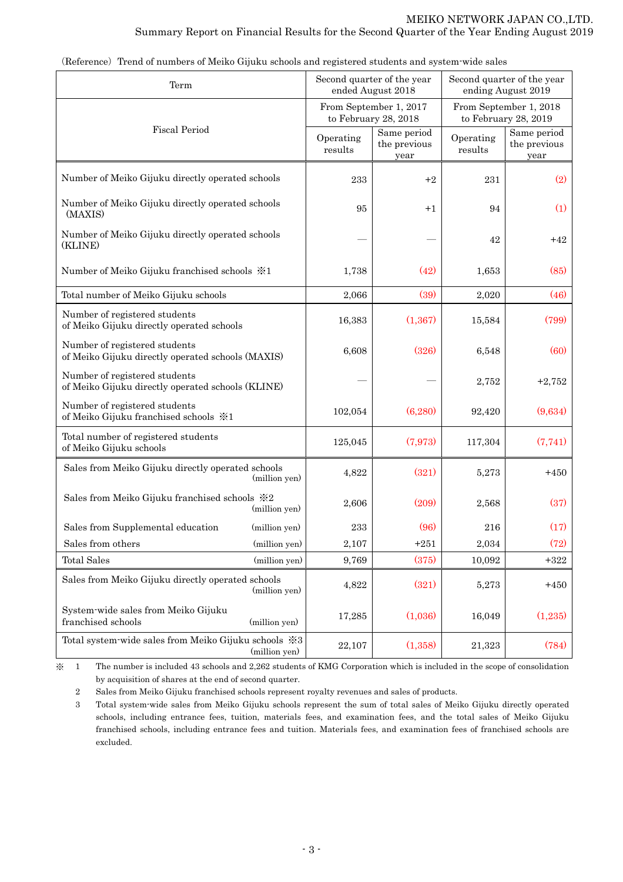(Reference) Trend of numbers of Meiko Gijuku schools and registered students and system-wide sales

| Term | Second quarter of the year ended August 2018 | | Second quarter of the year ending August 2019 | |
|---|---|---|---|---|
| Fiscal Period | From September 1, 2017 to February 28, 2018 | | From September 1, 2018 to February 28, 2019 | |
| | Operating results | Same period the previous year | Operating results | Same period the previous year |
| Number of Meiko Gijuku directly operated schools | 233 | +2 | 231 | (2) |
| Number of Meiko Gijuku directly operated schools (MAXIS) | 95 | +1 | 94 | (1) |
| Number of Meiko Gijuku directly operated schools (KLINE) | — | — | 42 | +42 |
| Number of Meiko Gijuku franchised schools ※1 | 1,738 | (42) | 1,653 | (85) |
| Total number of Meiko Gijuku schools | 2,066 | (39) | 2,020 | (46) |
| Number of registered students of Meiko Gijuku directly operated schools | 16,383 | (1,367) | 15,584 | (799) |
| Number of registered students of Meiko Gijuku directly operated schools (MAXIS) | 6,608 | (326) | 6,548 | (60) |
| Number of registered students of Meiko Gijuku directly operated schools (KLINE) | — | — | 2,752 | +2,752 |
| Number of registered students of Meiko Gijuku franchised schools ※1 | 102,054 | (6,280) | 92,420 | (9,634) |
| Total number of registered students of Meiko Gijuku schools | 125,045 | (7,973) | 117,304 | (7,741) |
| Sales from Meiko Gijuku directly operated schools (million yen) | 4,822 | (321) | 5,273 | +450 |
| Sales from Meiko Gijuku franchised schools ※2 (million yen) | 2,606 | (209) | 2,568 | (37) |
| Sales from Supplemental education (million yen) | 233 | (96) | 216 | (17) |
| Sales from others (million yen) | 2,107 | +251 | 2,034 | (72) |
| Total Sales (million yen) | 9,769 | (375) | 10,092 | +322 |
| Sales from Meiko Gijuku directly operated schools (million yen) | 4,822 | (321) | 5,273 | +450 |
| System-wide sales from Meiko Gijuku franchised schools (million yen) | 17,285 | (1,036) | 16,049 | (1,235) |
| Total system-wide sales from Meiko Gijuku schools ※3 (million yen) | 22,107 | (1,358) | 21,323 | (784) |

※ 1 The number is included 43 schools and 2,262 students of KMG Corporation which is included in the scope of consolidation by acquisition of shares at the end of second quarter.

2 Sales from Meiko Gijuku franchised schools represent royalty revenues and sales of products.

3 Total system-wide sales from Meiko Gijuku schools represent the sum of total sales of Meiko Gijuku directly operated schools, including entrance fees, tuition, materials fees, and examination fees, and the total sales of Meiko Gijuku franchised schools, including entrance fees and tuition. Materials fees, and examination fees of franchised schools are excluded.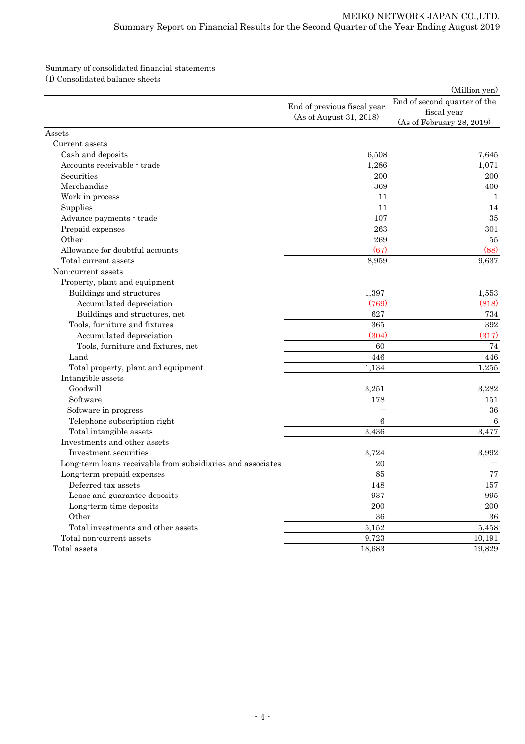Summary of consolidated financial statements

(1) Consolidated balance sheets

(Million yen)

| | End of previous fiscal year (As of August 31, 2018) | End of second quarter of the fiscal year (As of February 28, 2019) |
|---|---|---|
| Assets | | |
| Current assets | | |
| Cash and deposits | 6,508 | 7,645 |
| Accounts receivable - trade | 1,286 | 1,071 |
| Securities | 200 | 200 |
| Merchandise | 369 | 400 |
| Work in process | 11 | 1 |
| Supplies | 11 | 14 |
| Advance payments - trade | 107 | 35 |
| Prepaid expenses | 263 | 301 |
| Other | 269 | 55 |
| Allowance for doubtful accounts | (67) | (88) |
| Total current assets | 8,959 | 9,637 |
| Non-current assets | | |
| Property, plant and equipment | | |
| Buildings and structures | 1,397 | 1,553 |
| Accumulated depreciation | (769) | (818) |
| Buildings and structures, net | 627 | 734 |
| Tools, furniture and fixtures | 365 | 392 |
| Accumulated depreciation | (304) | (317) |
| Tools, furniture and fixtures, net | 60 | 74 |
| Land | 446 | 446 |
| Total property, plant and equipment | 1,134 | 1,255 |
| Intangible assets | | |
| Goodwill | 3,251 | 3,282 |
| Software | 178 | 151 |
| Software in progress | — | 36 |
| Telephone subscription right | 6 | 6 |
| Total intangible assets | 3,436 | 3,477 |
| Investments and other assets | | |
| Investment securities | 3,724 | 3,992 |
| Long-term loans receivable from subsidiaries and associates | 20 | — |
| Long-term prepaid expenses | 85 | 77 |
| Deferred tax assets | 148 | 157 |
| Lease and guarantee deposits | 937 | 995 |
| Long-term time deposits | 200 | 200 |
| Other | 36 | 36 |
| Total investments and other assets | 5,152 | 5,458 |
| Total non-current assets | 9,723 | 10,191 |
| Total assets | 18,683 | 19,829 |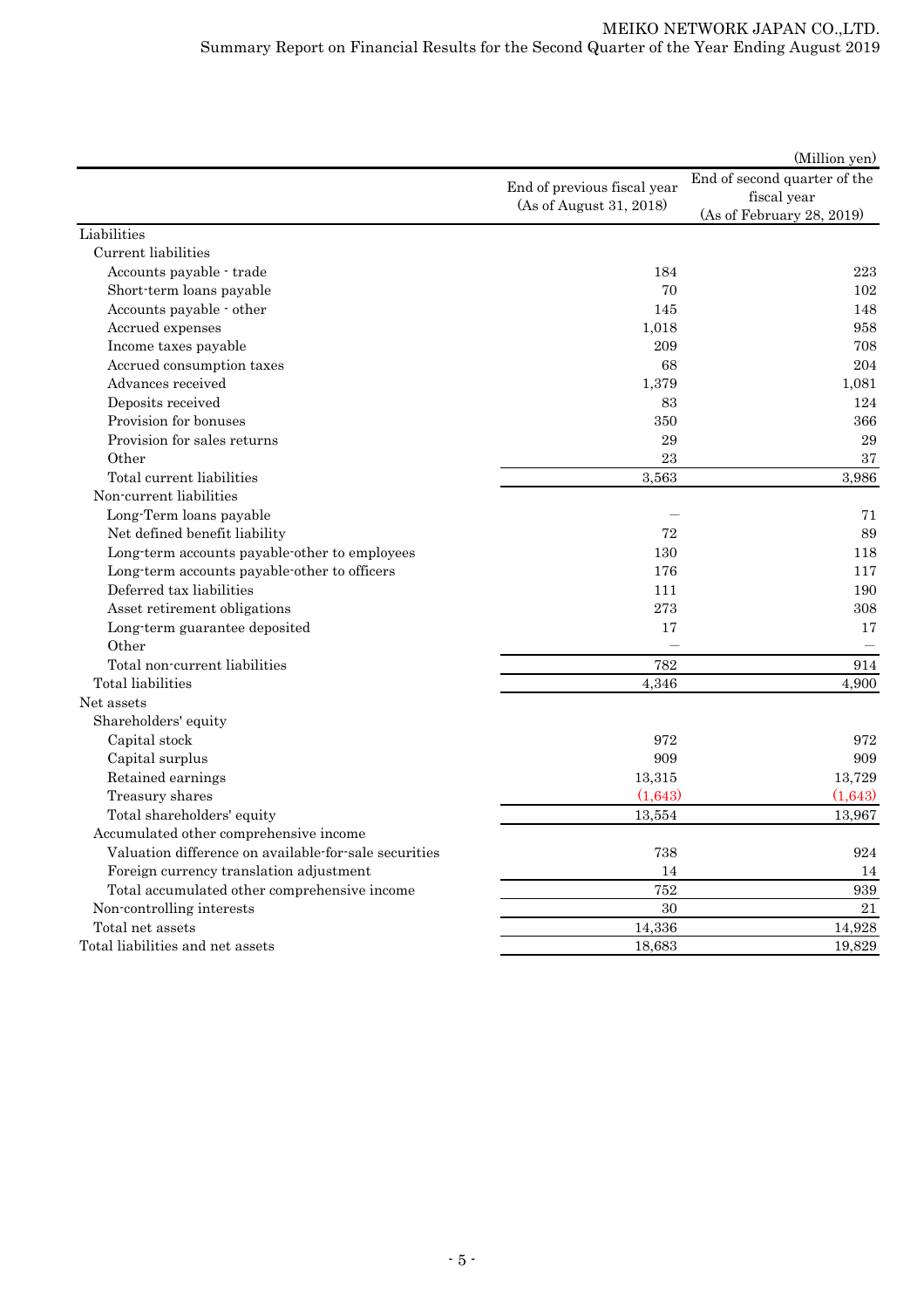(Million yen)

| | End of previous fiscal year (As of August 31, 2018) | End of second quarter of the fiscal year (As of February 28, 2019) |
|---|---|---|
| Liabilities | | |
| Current liabilities | | |
| Accounts payable - trade | 184 | 223 |
| Short-term loans payable | 70 | 102 |
| Accounts payable - other | 145 | 148 |
| Accrued expenses | 1,018 | 958 |
| Income taxes payable | 209 | 708 |
| Accrued consumption taxes | 68 | 204 |
| Advances received | 1,379 | 1,081 |
| Deposits received | 83 | 124 |
| Provision for bonuses | 350 | 366 |
| Provision for sales returns | 29 | 29 |
| Other | 23 | 37 |
| Total current liabilities | 3,563 | 3,986 |
| Non-current liabilities | | |
| Long-Term loans payable | — | 71 |
| Net defined benefit liability | 72 | 89 |
| Long-term accounts payable-other to employees | 130 | 118 |
| Long-term accounts payable-other to officers | 176 | 117 |
| Deferred tax liabilities | 111 | 190 |
| Asset retirement obligations | 273 | 308 |
| Long-term guarantee deposited | 17 | 17 |
| Other | — | — |
| Total non-current liabilities | 782 | 914 |
| Total liabilities | 4,346 | 4,900 |
| Net assets | | |
| Shareholders' equity | | |
| Capital stock | 972 | 972 |
| Capital surplus | 909 | 909 |
| Retained earnings | 13,315 | 13,729 |
| Treasury shares | (1,643) | (1,643) |
| Total shareholders' equity | 13,554 | 13,967 |
| Accumulated other comprehensive income | | |
| Valuation difference on available-for-sale securities | 738 | 924 |
| Foreign currency translation adjustment | 14 | 14 |
| Total accumulated other comprehensive income | 752 | 939 |
| Non-controlling interests | 30 | 21 |
| Total net assets | 14,336 | 14,928 |
| Total liabilities and net assets | 18,683 | 19,829 |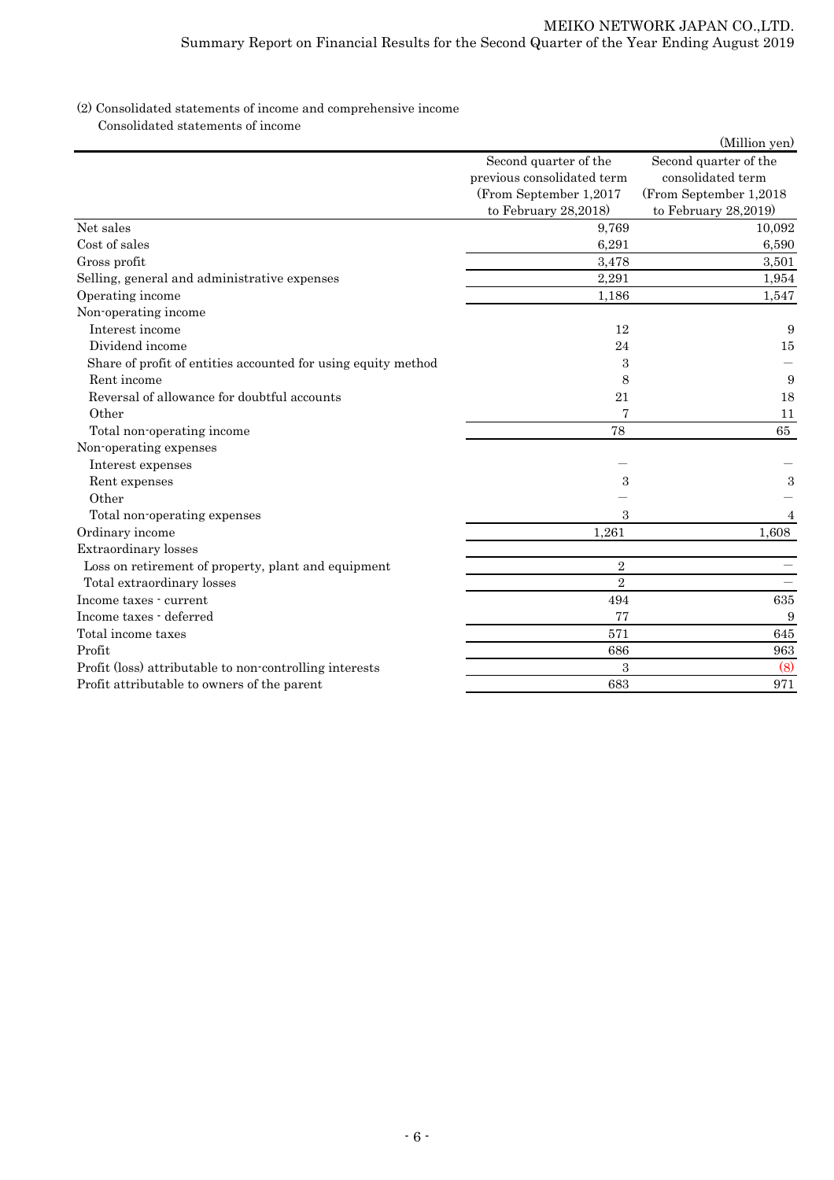(2) Consolidated statements of income and comprehensive income

Consolidated statements of income

(Million yen)

| | Second quarter of the previous consolidated term (From September 1,2017 to February 28,2018) | Second quarter of the consolidated term (From September 1,2018 to February 28,2019) |
|---|---|---|
| Net sales | 9,769 | 10,092 |
| Cost of sales | 6,291 | 6,590 |
| Gross profit | 3,478 | 3,501 |
| Selling, general and administrative expenses | 2,291 | 1,954 |
| Operating income | 1,186 | 1,547 |
| Non-operating income | | |
| Interest income | 12 | 9 |
| Dividend income | 24 | 15 |
| Share of profit of entities accounted for using equity method | 3 | — |
| Rent income | 8 | 9 |
| Reversal of allowance for doubtful accounts | 21 | 18 |
| Other | 7 | 11 |
| Total non-operating income | 78 | 65 |
| Non-operating expenses | | |
| Interest expenses | — | — |
| Rent expenses | 3 | 3 |
| Other | — | — |
| Total non-operating expenses | 3 | 4 |
| Ordinary income | 1,261 | 1,608 |
| Extraordinary losses | | |
| Loss on retirement of property, plant and equipment | 2 | — |
| Total extraordinary losses | 2 | — |
| Income taxes - current | 494 | 635 |
| Income taxes - deferred | 77 | 9 |
| Total income taxes | 571 | 645 |
| Profit | 686 | 963 |
| Profit (loss) attributable to non-controlling interests | 3 | (8) |
| Profit attributable to owners of the parent | 683 | 971 |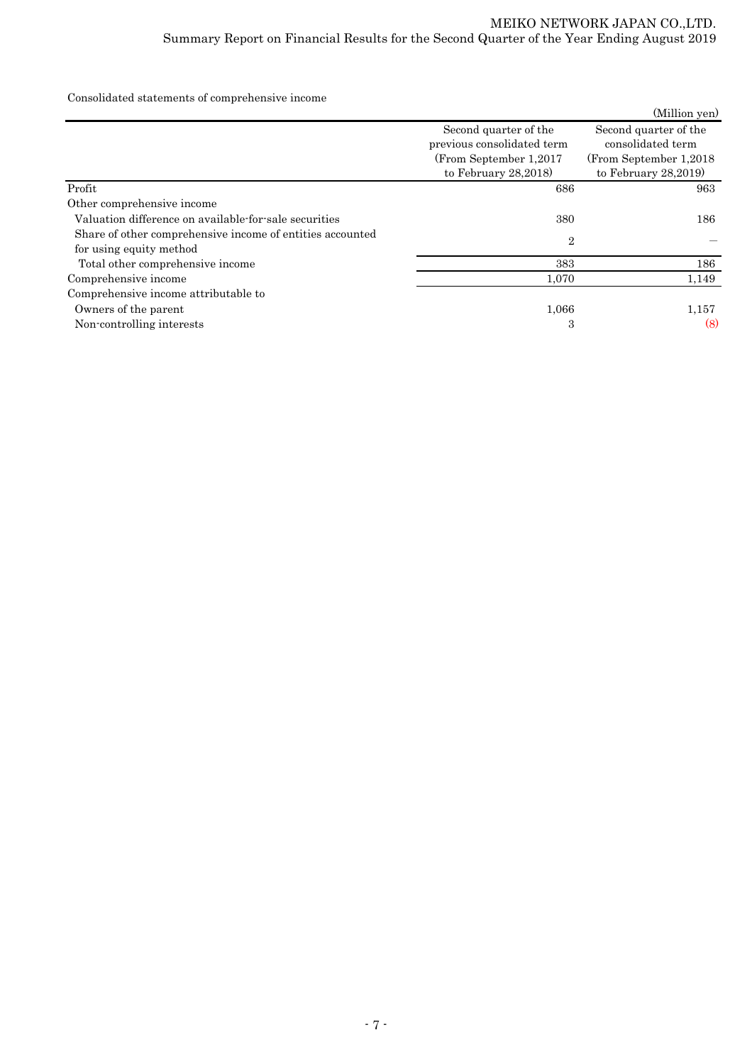Consolidated statements of comprehensive income

(Million yen)

| | Second quarter of the previous consolidated term (From September 1,2017 to February 28,2018) | Second quarter of the consolidated term (From September 1,2018 to February 28,2019) |
|---|---|---|
| Profit | 686 | 963 |
| Other comprehensive income | | |
| Valuation difference on available-for-sale securities | 380 | 186 |
| Share of other comprehensive income of entities accounted for using equity method | 2 | ― |
| Total other comprehensive income | 383 | 186 |
| Comprehensive income | 1,070 | 1,149 |
| Comprehensive income attributable to | | |
| Owners of the parent | 1,066 | 1,157 |
| Non-controlling interests | 3 | (8) |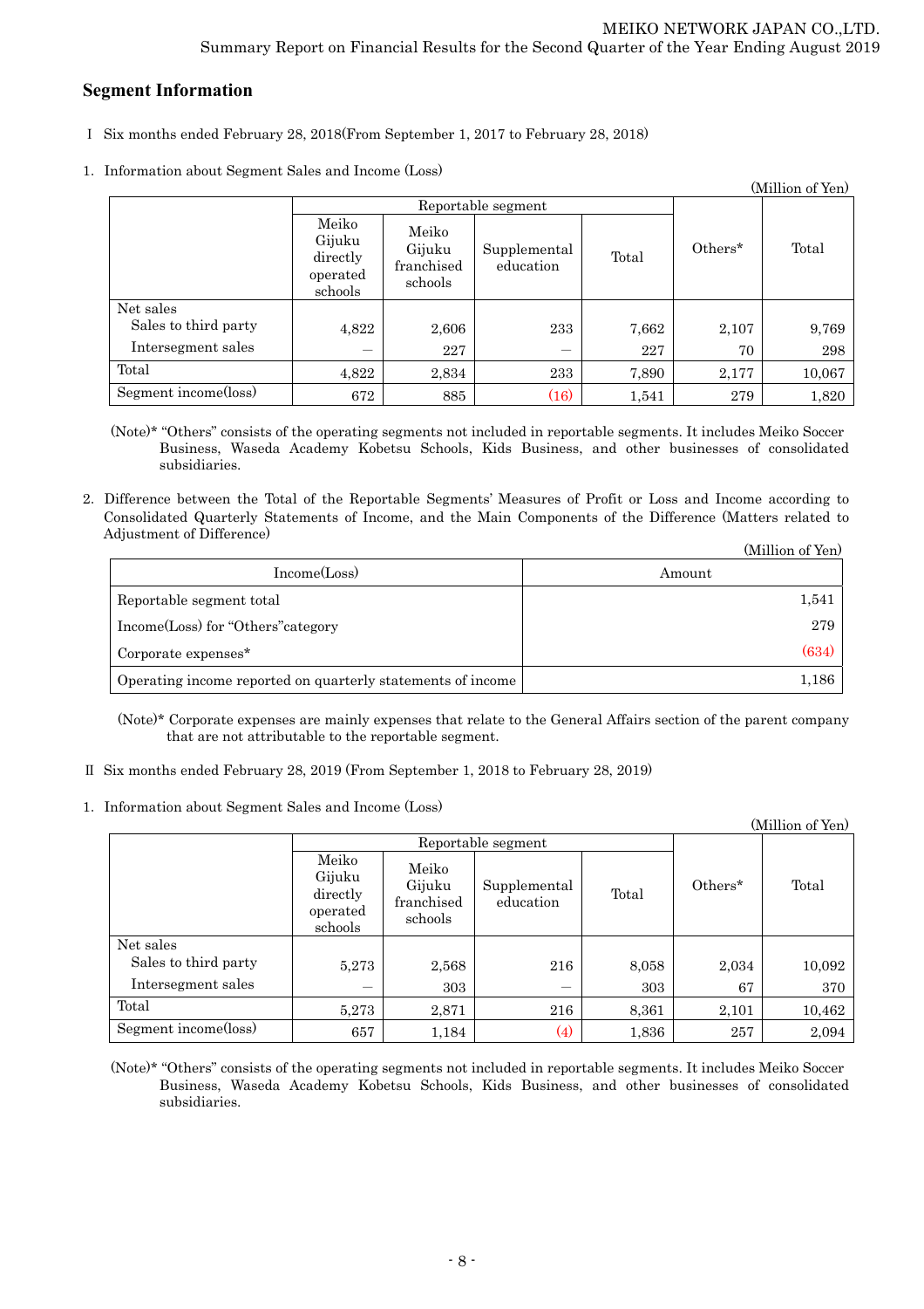## Segment Information

Ⅰ Six months ended February 28, 2018(From September 1, 2017 to February 28, 2018)

1. Information about Segment Sales and Income (Loss)

(Million of Yen)

| | Reportable segment | | | | Others* | Total |
|---|---|---|---|---|---|---|
| | Meiko Gijuku directly operated schools | Meiko Gijuku franchised schools | Supplemental education | Total | | |
| Net sales<br>Sales to third party | 4,822 | 2,606 | 233 | 7,662 | 2,107 | 9,769 |
| Intersegment sales | — | 227 | — | 227 | 70 | 298 |
| Total | 4,822 | 2,834 | 233 | 7,890 | 2,177 | 10,067 |
| Segment income(loss) | 672 | 885 | (16) | 1,541 | 279 | 1,820 |

(Note)* "Others" consists of the operating segments not included in reportable segments. It includes Meiko Soccer Business, Waseda Academy Kobetsu Schools, Kids Business, and other businesses of consolidated subsidiaries.

2. Difference between the Total of the Reportable Segments' Measures of Profit or Loss and Income according to Consolidated Quarterly Statements of Income, and the Main Components of the Difference (Matters related to Adjustment of Difference)

(Million of Yen)

| Income(Loss) | Amount |
|---|---|
| Reportable segment total | 1,541 |
| Income(Loss) for "Others"category | 279 |
| Corporate expenses* | (634) |
| Operating income reported on quarterly statements of income | 1,186 |

(Note)* Corporate expenses are mainly expenses that relate to the General Affairs section of the parent company that are not attributable to the reportable segment.

Ⅱ Six months ended February 28, 2019 (From September 1, 2018 to February 28, 2019)

1. Information about Segment Sales and Income (Loss)

(Million of Yen)

| | Reportable segment | | | | Others* | Total |
|---|---|---|---|---|---|---|
| | Meiko Gijuku directly operated schools | Meiko Gijuku franchised schools | Supplemental education | Total | | |
| Net sales<br>Sales to third party | 5,273 | 2,568 | 216 | 8,058 | 2,034 | 10,092 |
| Intersegment sales | — | 303 | — | 303 | 67 | 370 |
| Total | 5,273 | 2,871 | 216 | 8,361 | 2,101 | 10,462 |
| Segment income(loss) | 657 | 1,184 | (4) | 1,836 | 257 | 2,094 |

(Note)* "Others" consists of the operating segments not included in reportable segments. It includes Meiko Soccer Business, Waseda Academy Kobetsu Schools, Kids Business, and other businesses of consolidated subsidiaries.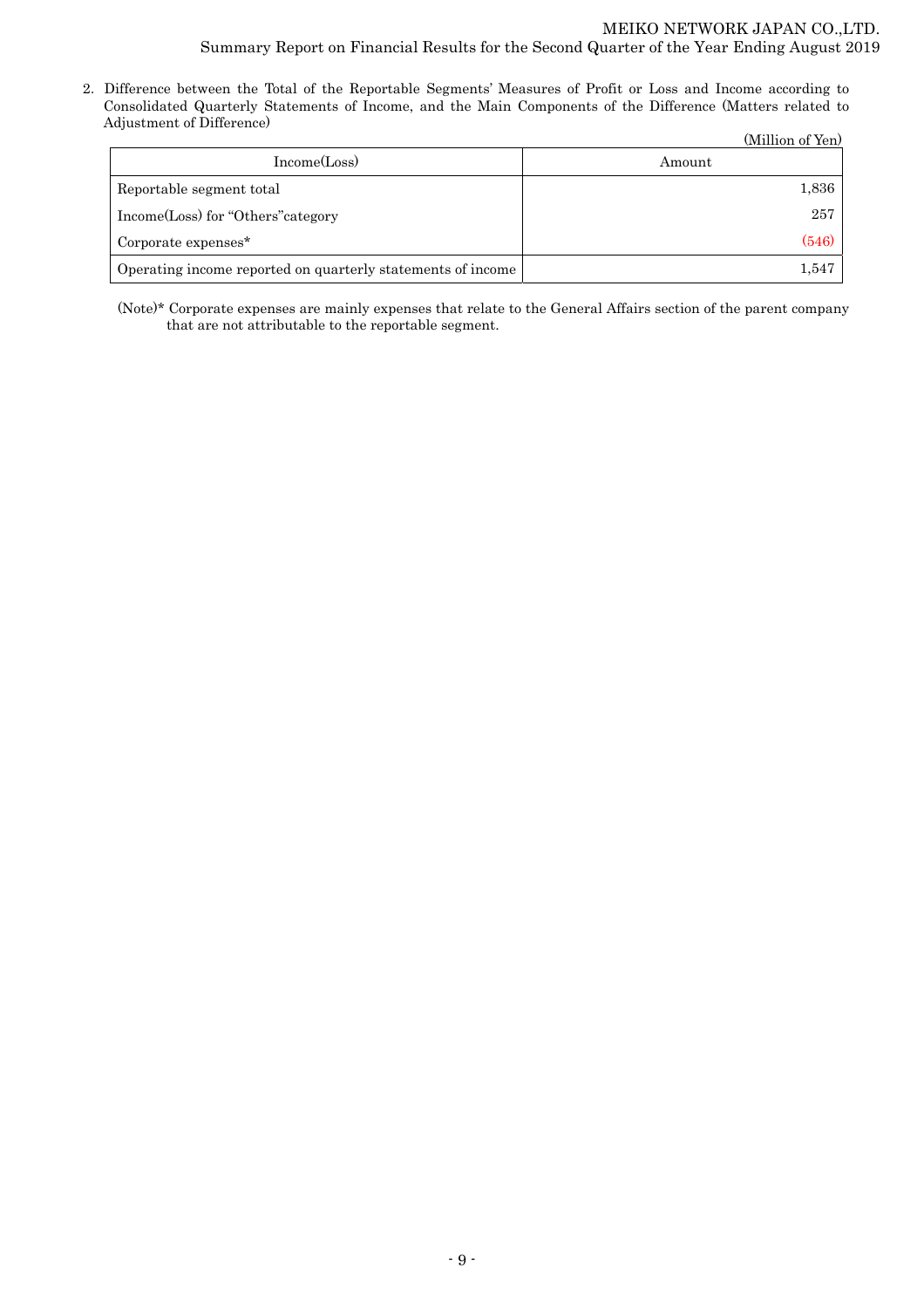2. Difference between the Total of the Reportable Segments' Measures of Profit or Loss and Income according to Consolidated Quarterly Statements of Income, and the Main Components of the Difference (Matters related to Adjustment of Difference)

(Million of Yen)

| Income(Loss) | Amount |
|---|---|
| Reportable segment total | 1,836 |
| Income(Loss) for "Others"category | 257 |
| Corporate expenses* | (546) |
| Operating income reported on quarterly statements of income | 1,547 |

(Note)* Corporate expenses are mainly expenses that relate to the General Affairs section of the parent company that are not attributable to the reportable segment.